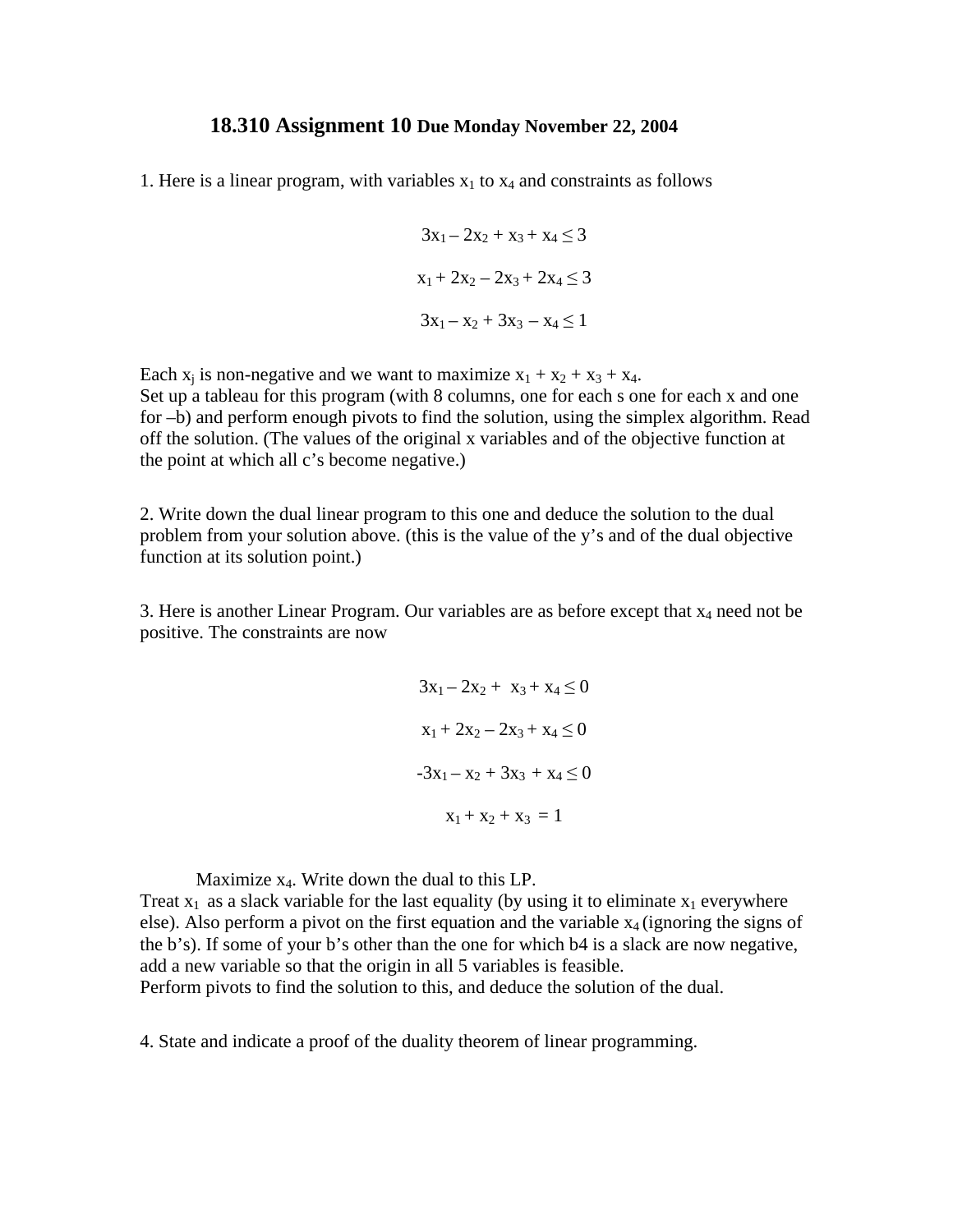# 18.310 Assignment 10 Due Monday November 22, 2004

1. Here is a linear program, with variables $x_1$ to $x_4$ and constraints as follows

$$3x_1 - 2x_2 + x_3 + x_4 \le 3$$

$$x_1 + 2x_2 - 2x_3 + 2x_4 \le 3$$

$$3x_1 - x_2 + 3x_3 - x_4 \le 1$$

Each $x_j$ is non-negative and we want to maximize $x_1 + x_2 + x_3 + x_4$.
Set up a tableau for this program (with 8 columns, one for each s one for each x and one for –b) and perform enough pivots to find the solution, using the simplex algorithm. Read off the solution. (The values of the original x variables and of the objective function at the point at which all c's become negative.)

2. Write down the dual linear program to this one and deduce the solution to the dual problem from your solution above. (this is the value of the y's and of the dual objective function at its solution point.)

3. Here is another Linear Program. Our variables are as before except that $x_4$ need not be positive. The constraints are now

$$3x_1 - 2x_2 + x_3 + x_4 \le 0$$

$$x_1 + 2x_2 - 2x_3 + x_4 \le 0$$

$$-3x_1 - x_2 + 3x_3 + x_4 \le 0$$

$$x_1 + x_2 + x_3 = 1$$

Maximize $x_4$. Write down the dual to this LP.
Treat $x_1$ as a slack variable for the last equality (by using it to eliminate $x_1$ everywhere else). Also perform a pivot on the first equation and the variable $x_4$ (ignoring the signs of the b's). If some of your b's other than the one for which b4 is a slack are now negative, add a new variable so that the origin in all 5 variables is feasible.
Perform pivots to find the solution to this, and deduce the solution of the dual.

4. State and indicate a proof of the duality theorem of linear programming.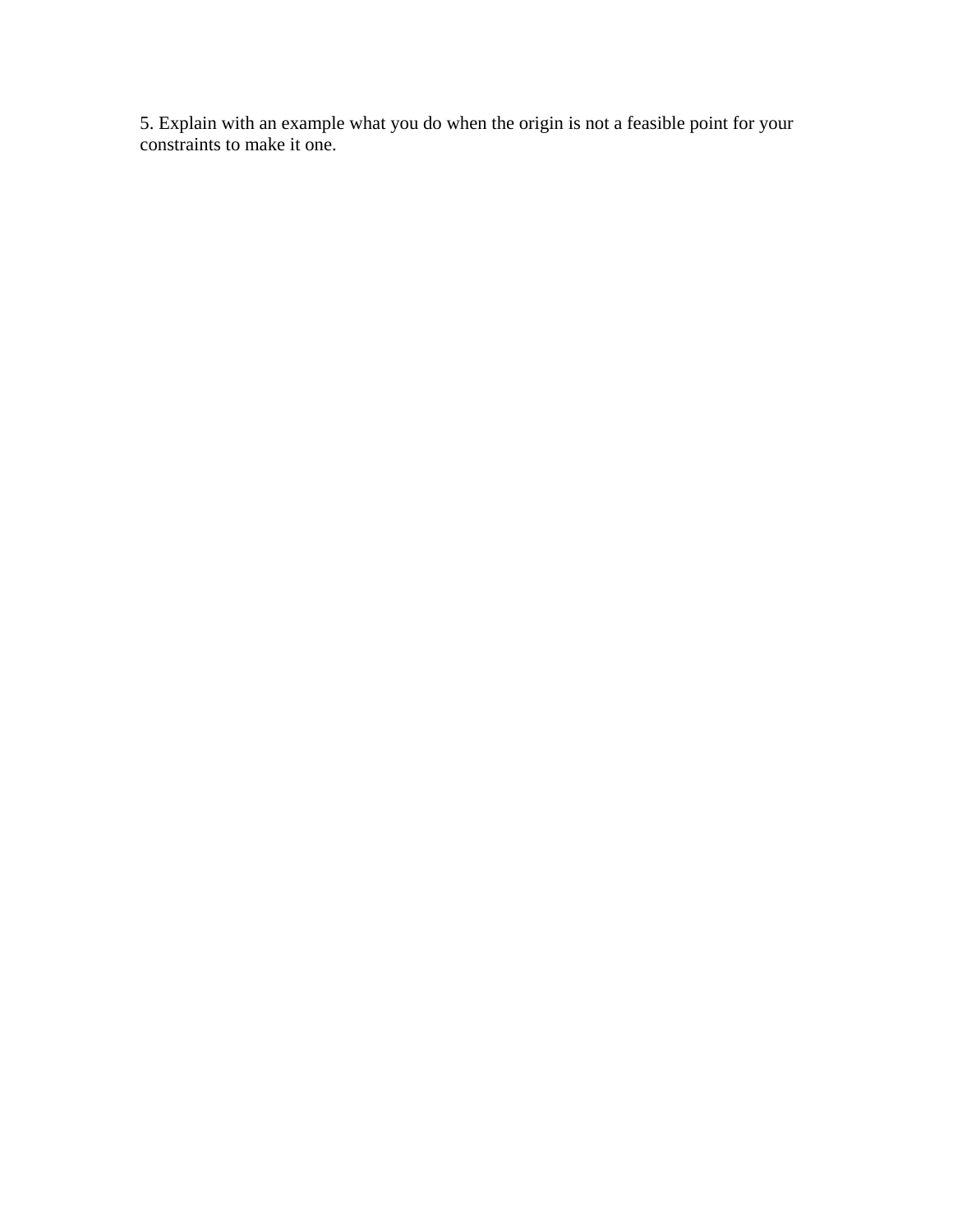5. Explain with an example what you do when the origin is not a feasible point for your constraints to make it one.